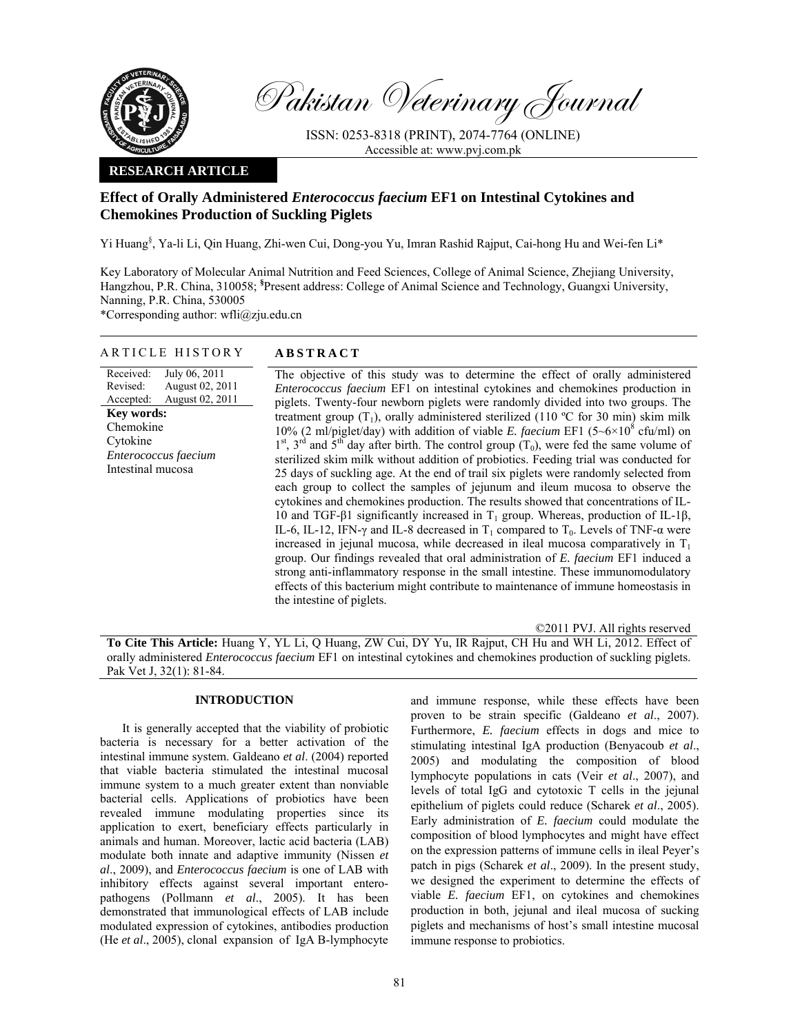Pakistan Veterinary Journal

ISSN: 0253-8318 (PRINT), 2074-7764 (ONLINE)
Accessible at: www.pvj.com.pk

**RESEARCH ARTICLE**

# Effect of Orally Administered *Enterococcus faecium* EF1 on Intestinal Cytokines and Chemokines Production of Suckling Piglets

Yi Huang[§], Ya-li Li, Qin Huang, Zhi-wen Cui, Dong-you Yu, Imran Rashid Rajput, Cai-hong Hu and Wei-fen Li*

Key Laboratory of Molecular Animal Nutrition and Feed Sciences, College of Animal Science, Zhejiang University, Hangzhou, P.R. China, 310058; [§]Present address: College of Animal Science and Technology, Guangxi University, Nanning, P.R. China, 530005

*Corresponding author: wfli@zju.edu.cn

**ARTICLE HISTORY**

Received: July 06, 2011
Revised: August 02, 2011
Accepted: August 02, 2011

**Key words:**
Chemokine
Cytokine
*Enterococcus faecium*
Intestinal mucosa

**ABSTRACT**

The objective of this study was to determine the effect of orally administered *Enterococcus faecium* EF1 on intestinal cytokines and chemokines production in piglets. Twenty-four newborn piglets were randomly divided into two groups. The treatment group ($T_1$), orally administered sterilized (110 ºC for 30 min) skim milk 10% (2 ml/piglet/day) with addition of viable *E. faecium* EF1 ($5{\sim}6{\times}10^8$ cfu/ml) on 1st, 3rd and 5th day after birth. The control group ($T_0$), were fed the same volume of sterilized skim milk without addition of probiotics. Feeding trial was conducted for 25 days of suckling age. At the end of trail six piglets were randomly selected from each group to collect the samples of jejunum and ileum mucosa to observe the cytokines and chemokines production. The results showed that concentrations of IL-10 and TGF-β1 significantly increased in $T_1$ group. Whereas, production of IL-1β, IL-6, IL-12, IFN-γ and IL-8 decreased in $T_1$ compared to $T_0$. Levels of TNF-α were increased in jejunal mucosa, while decreased in ileal mucosa comparatively in $T_1$ group. Our findings revealed that oral administration of *E. faecium* EF1 induced a strong anti-inflammatory response in the small intestine. These immunomodulatory effects of this bacterium might contribute to maintenance of immune homeostasis in the intestine of piglets.

©2011 PVJ. All rights reserved

**To Cite This Article:** Huang Y, YL Li, Q Huang, ZW Cui, DY Yu, IR Rajput, CH Hu and WH Li, 2012. Effect of orally administered *Enterococcus faecium* EF1 on intestinal cytokines and chemokines production of suckling piglets. Pak Vet J, 32(1): 81-84.

## INTRODUCTION

It is generally accepted that the viability of probiotic bacteria is necessary for a better activation of the intestinal immune system. Galdeano *et al*. (2004) reported that viable bacteria stimulated the intestinal mucosal immune system to a much greater extent than nonviable bacterial cells. Applications of probiotics have been revealed immune modulating properties since its application to exert, beneficiary effects particularly in animals and human. Moreover, lactic acid bacteria (LAB) modulate both innate and adaptive immunity (Nissen *et al*., 2009), and *Enterococcus faecium* is one of LAB with inhibitory effects against several important entero-pathogens (Pollmann *et al*., 2005). It has been demonstrated that immunological effects of LAB include modulated expression of cytokines, antibodies production (He *et al*., 2005), clonal expansion of IgA B-lymphocyte and immune response, while these effects have been proven to be strain specific (Galdeano *et al*., 2007). Furthermore, *E. faecium* effects in dogs and mice to stimulating intestinal IgA production (Benyacoub *et al*., 2005) and modulating the composition of blood lymphocyte populations in cats (Veir *et al*., 2007), and levels of total IgG and cytotoxic T cells in the jejunal epithelium of piglets could reduce (Scharek *et al*., 2005). Early administration of *E. faecium* could modulate the composition of blood lymphocytes and might have effect on the expression patterns of immune cells in ileal Peyer's patch in pigs (Scharek *et al*., 2009). In the present study, we designed the experiment to determine the effects of viable *E. faecium* EF1, on cytokines and chemokines production in both, jejunal and ileal mucosa of sucking piglets and mechanisms of host's small intestine mucosal immune response to probiotics.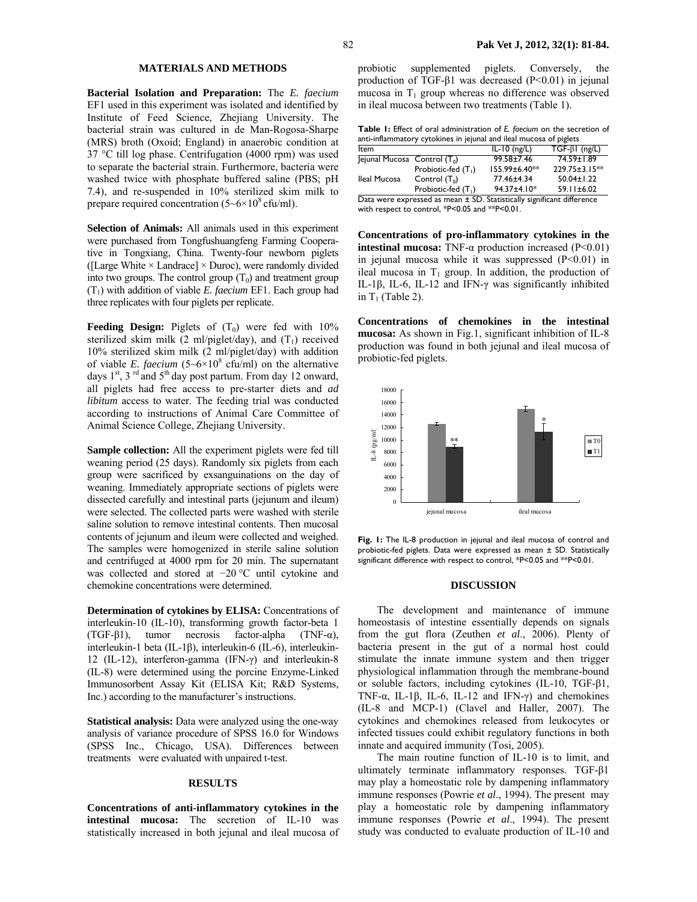## MATERIALS AND METHODS

**Bacterial Isolation and Preparation:** The *E. faecium* EF1 used in this experiment was isolated and identified by Institute of Feed Science, Zhejiang University. The bacterial strain was cultured in de Man-Rogosa-Sharpe (MRS) broth (Oxoid; England) in anaerobic condition at 37 °C till log phase. Centrifugation (4000 rpm) was used to separate the bacterial strain. Furthermore, bacteria were washed twice with phosphate buffered saline (PBS; pH 7.4), and re-suspended in 10% sterilized skim milk to prepare required concentration ($5\sim6\times10^8$ cfu/ml).

**Selection of Animals:** All animals used in this experiment were purchased from Tongfushuangfeng Farming Cooperative in Tongxiang, China. Twenty-four newborn piglets ([Large White × Landrace] × Duroc), were randomly divided into two groups. The control group ($T_0$) and treatment group ($T_1$) with addition of viable *E. faecium* EF1. Each group had three replicates with four piglets per replicate.

**Feeding Design:** Piglets of ($T_0$) were fed with 10% sterilized skim milk (2 ml/piglet/day), and ($T_1$) received 10% sterilized skim milk (2 ml/piglet/day) with addition of viable *E. faecium* ($5\sim6\times10^8$ cfu/ml) on the alternative days 1st, 3rd and 5th day post partum. From day 12 onward, all piglets had free access to pre-starter diets and *ad libitum* access to water. The feeding trial was conducted according to instructions of Animal Care Committee of Animal Science College, Zhejiang University.

**Sample collection:** All the experiment piglets were fed till weaning period (25 days). Randomly six piglets from each group were sacrificed by exsanguinations on the day of weaning. Immediately appropriate sections of piglets were dissected carefully and intestinal parts (jejunum and ileum) were selected. The collected parts were washed with sterile saline solution to remove intestinal contents. Then mucosal contents of jejunum and ileum were collected and weighed. The samples were homogenized in sterile saline solution and centrifuged at 4000 rpm for 20 min. The supernatant was collected and stored at −20 °C until cytokine and chemokine concentrations were determined.

**Determination of cytokines by ELISA:** Concentrations of interleukin-10 (IL-10), transforming growth factor-beta 1 (TGF-β1), tumor necrosis factor-alpha (TNF-α), interleukin-1 beta (IL-1β), interleukin-6 (IL-6), interleukin-12 (IL-12), interferon-gamma (IFN-γ) and interleukin-8 (IL-8) were determined using the porcine Enzyme-Linked Immunosorbent Assay Kit (ELISA Kit; R&D Systems, Inc.) according to the manufacturer's instructions.

**Statistical analysis:** Data were analyzed using the one-way analysis of variance procedure of SPSS 16.0 for Windows (SPSS Inc., Chicago, USA). Differences between treatments were evaluated with unpaired t-test.

## RESULTS

**Concentrations of anti-inflammatory cytokines in the intestinal mucosa:** The secretion of IL-10 was statistically increased in both jejunal and ileal mucosa of probiotic supplemented piglets. Conversely, the production of TGF-β1 was decreased ($P<0.01$) in jejunal mucosa in $T_1$ group whereas no difference was observed in ileal mucosa between two treatments (Table 1).

**Table 1:** Effect of oral administration of *E. faecium* on the secretion of anti-inflammatory cytokines in jejunal and ileal mucosa of piglets

| Item | | IL-10 (ng/L) | TGF-β1 (ng/L) |
|---|---|---|---|
| Jejunal Mucosa | Control ($T_0$) | 99.58±7.46 | 74.59±1.89 |
| | Probiotic-fed ($T_1$) | 155.99±6.40** | 229.75±3.15** |
| Ileal Mucosa | Control ($T_0$) | 77.46±4.34 | 50.04±1.22 |
| | Probiotic-fed ($T_1$) | 94.37±4.10* | 59.11±6.02 |

Data were expressed as mean ± SD. Statistically significant difference with respect to control, *P<0.05 and **P<0.01.

**Concentrations of pro-inflammatory cytokines in the intestinal mucosa:** TNF-α production increased ($P<0.01$) in jejunal mucosa while it was suppressed ($P<0.01$) in ileal mucosa in $T_1$ group. In addition, the production of IL-1β, IL-6, IL-12 and IFN-γ was significantly inhibited in $T_1$ (Table 2).

**Concentrations of chemokines in the intestinal mucosa:** As shown in Fig.1, significant inhibition of IL-8 production was found in both jejunal and ileal mucosa of probiotic-fed piglets.

**Fig. 1:** The IL-8 production in jejunal and ileal mucosa of control and probiotic-fed piglets. Data were expressed as mean ± SD. Statistically significant difference with respect to control, *P<0.05 and **P<0.01.

## DISCUSSION

The development and maintenance of immune homeostasis of intestine essentially depends on signals from the gut flora (Zeuthen *et al*., 2006). Plenty of bacteria present in the gut of a normal host could stimulate the innate immune system and then trigger physiological inflammation through the membrane-bound or soluble factors, including cytokines (IL-10, TGF-β1, TNF-α, IL-1β, IL-6, IL-12 and IFN-γ) and chemokines (IL-8 and MCP-1) (Clavel and Haller, 2007). The cytokines and chemokines released from leukocytes or infected tissues could exhibit regulatory functions in both innate and acquired immunity (Tosi, 2005).

The main routine function of IL-10 is to limit, and ultimately terminate inflammatory responses. TGF-β1 may play a homeostatic role by dampening inflammatory immune responses (Powrie *et al*., 1994). The present may play a homeostatic role by dampening inflammatory immune responses (Powrie *et al*., 1994). The present study was conducted to evaluate production of IL-10 and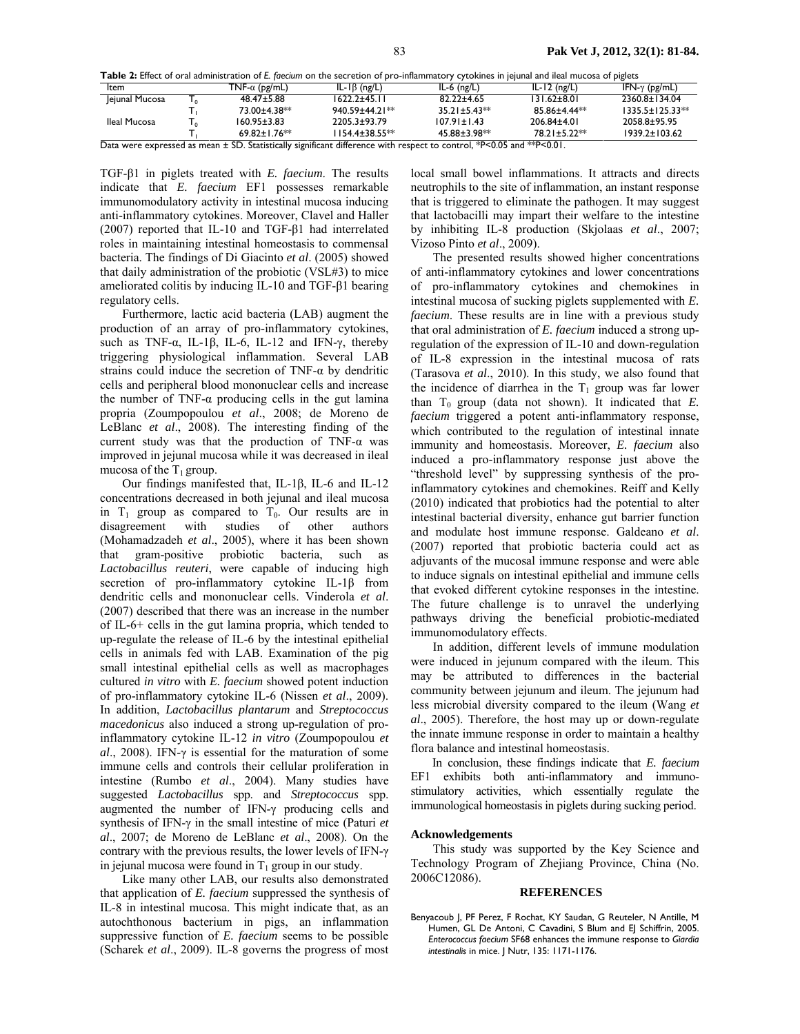**Table 2:** Effect of oral administration of *E. faecium* on the secretion of pro-inflammatory cytokines in jejunal and ileal mucosa of piglets

| Item | | TNF-α (pg/mL) | IL-1β (ng/L) | IL-6 (ng/L) | IL-12 (ng/L) | IFN-γ (pg/mL) |
|---|---|---|---|---|---|---|
| Jejunal Mucosa | $T_0$ | 48.47±5.88 | 1622.2±45.11 | 82.22±4.65 | 131.62±8.01 | 2360.8±134.04 |
| | $T_1$ | 73.00±4.38** | 940.59±44.21** | 35.21±5.43** | 85.86±4.44** | 1335.5±125.33** |
| Ileal Mucosa | $T_0$ | 160.95±3.83 | 2205.3±93.79 | 107.91±1.43 | 206.84±4.01 | 2058.8±95.95 |
| | $T_1$ | 69.82±1.76** | 1154.4±38.55** | 45.88±3.98** | 78.21±5.22** | 1939.2±103.62 |

Data were expressed as mean ± SD. Statistically significant difference with respect to control, *P<0.05 and **P<0.01.

TGF-β1 in piglets treated with *E. faecium*. The results indicate that *E. faecium* EF1 possesses remarkable immunomodulatory activity in intestinal mucosa inducing anti-inflammatory cytokines. Moreover, Clavel and Haller (2007) reported that IL-10 and TGF-β1 had interrelated roles in maintaining intestinal homeostasis to commensal bacteria. The findings of Di Giacinto *et al*. (2005) showed that daily administration of the probiotic (VSL#3) to mice ameliorated colitis by inducing IL-10 and TGF-β1 bearing regulatory cells.

Furthermore, lactic acid bacteria (LAB) augment the production of an array of pro-inflammatory cytokines, such as TNF-α, IL-1β, IL-6, IL-12 and IFN-γ, thereby triggering physiological inflammation. Several LAB strains could induce the secretion of TNF-α by dendritic cells and peripheral blood mononuclear cells and increase the number of TNF-α producing cells in the gut lamina propria (Zoumpopoulou *et al*., 2008; de Moreno de LeBlanc *et al*., 2008). The interesting finding of the current study was that the production of TNF-α was improved in jejunal mucosa while it was decreased in ileal mucosa of the $T_1$ group.

Our findings manifested that, IL-1β, IL-6 and IL-12 concentrations decreased in both jejunal and ileal mucosa in $T_1$ group as compared to $T_0$. Our results are in disagreement with studies of other authors (Mohamadzadeh *et al*., 2005), where it has been shown that gram-positive probiotic bacteria, such as *Lactobacillus reuteri*, were capable of inducing high secretion of pro-inflammatory cytokine IL-1β from dendritic cells and mononuclear cells. Vinderola *et al*. (2007) described that there was an increase in the number of IL-6+ cells in the gut lamina propria, which tended to up-regulate the release of IL-6 by the intestinal epithelial cells in animals fed with LAB. Examination of the pig small intestinal epithelial cells as well as macrophages cultured *in vitro* with *E. faecium* showed potent induction of pro-inflammatory cytokine IL-6 (Nissen *et al*., 2009). In addition, *Lactobacillus plantarum* and *Streptococcus macedonicus* also induced a strong up-regulation of pro-inflammatory cytokine IL-12 *in vitro* (Zoumpopoulou *et al*., 2008). IFN-γ is essential for the maturation of some immune cells and controls their cellular proliferation in intestine (Rumbo *et al*., 2004). Many studies have suggested *Lactobacillus* spp. and *Streptococcus* spp. augmented the number of IFN-γ producing cells and synthesis of IFN-γ in the small intestine of mice (Paturi *et al*., 2007; de Moreno de LeBlanc *et al*., 2008). On the contrary with the previous results, the lower levels of IFN-γ in jejunal mucosa were found in $T_1$ group in our study.

Like many other LAB, our results also demonstrated that application of *E. faecium* suppressed the synthesis of IL-8 in intestinal mucosa. This might indicate that, as an autochthonous bacterium in pigs, an inflammation suppressive function of *E. faecium* seems to be possible (Scharek *et al*., 2009). IL-8 governs the progress of most local small bowel inflammations. It attracts and directs neutrophils to the site of inflammation, an instant response that is triggered to eliminate the pathogen. It may suggest that lactobacilli may impart their welfare to the intestine by inhibiting IL-8 production (Skjolaas *et al*., 2007; Vizoso Pinto *et al*., 2009).

The presented results showed higher concentrations of anti-inflammatory cytokines and lower concentrations of pro-inflammatory cytokines and chemokines in intestinal mucosa of sucking piglets supplemented with *E. faecium*. These results are in line with a previous study that oral administration of *E. faecium* induced a strong up-regulation of the expression of IL-10 and down-regulation of IL-8 expression in the intestinal mucosa of rats (Tarasova *et al*., 2010). In this study, we also found that the incidence of diarrhea in the $T_1$ group was far lower than $T_0$ group (data not shown). It indicated that *E. faecium* triggered a potent anti-inflammatory response, which contributed to the regulation of intestinal innate immunity and homeostasis. Moreover, *E. faecium* also induced a pro-inflammatory response just above the "threshold level" by suppressing synthesis of the pro-inflammatory cytokines and chemokines. Reiff and Kelly (2010) indicated that probiotics had the potential to alter intestinal bacterial diversity, enhance gut barrier function and modulate host immune response. Galdeano *et al*. (2007) reported that probiotic bacteria could act as adjuvants of the mucosal immune response and were able to induce signals on intestinal epithelial and immune cells that evoked different cytokine responses in the intestine. The future challenge is to unravel the underlying pathways driving the beneficial probiotic-mediated immunomodulatory effects.

In addition, different levels of immune modulation were induced in jejunum compared with the ileum. This may be attributed to differences in the bacterial community between jejunum and ileum. The jejunum had less microbial diversity compared to the ileum (Wang *et al*., 2005). Therefore, the host may up or down-regulate the innate immune response in order to maintain a healthy flora balance and intestinal homeostasis.

In conclusion, these findings indicate that *E. faecium* EF1 exhibits both anti-inflammatory and immuno-stimulatory activities, which essentially regulate the immunological homeostasis in piglets during sucking period.

## Acknowledgements

This study was supported by the Key Science and Technology Program of Zhejiang Province, China (No. 2006C12086).

## REFERENCES

Benyacoub J, PF Perez, F Rochat, KY Saudan, G Reuteler, N Antille, M Humen, GL De Antoni, C Cavadini, S Blum and EJ Schiffrin, 2005. *Enterococcus faecium* SF68 enhances the immune response to *Giardia intestinalis* in mice. J Nutr, 135: 1171-1176.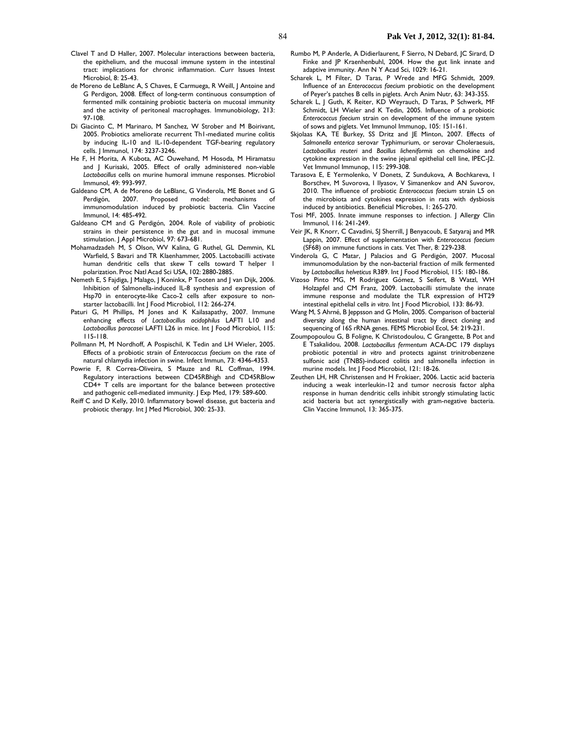Clavel T and D Haller, 2007. Molecular interactions between bacteria, the epithelium, and the mucosal immune system in the intestinal tract: implications for chronic inflammation. Curr Issues Intest Microbiol, 8: 25-43.

de Moreno de LeBlanc A, S Chaves, E Carmuega, R Weill, J Antoine and G Perdigon, 2008. Effect of long-term continuous consumption of fermented milk containing probiotic bacteria on mucosal immunity and the activity of peritoneal macrophages. Immunobiology, 213: 97-108.

Di Giacinto C, M Marinaro, M Sanchez, W Strober and M Boirivant, 2005. Probiotics ameliorate recurrent Th1-mediated murine colitis by inducing IL-10 and IL-10-dependent TGF-bearing regulatory cells. J Immunol, 174: 3237-3246.

He F, H Morita, A Kubota, AC Ouwehand, M Hosoda, M Hiramatsu and J Kurisaki, 2005. Effect of orally administered non-viable *Lactobacillus* cells on murine humoral immune responses. Microbiol Immunol, 49: 993-997.

Galdeano CM, A de Moreno de LeBlanc, G Vinderola, ME Bonet and G Perdigón, 2007. Proposed model: mechanisms of immunomodulation induced by probiotic bacteria. Clin Vaccine Immunol, 14: 485-492.

Galdeano CM and G Perdigón, 2004. Role of viability of probiotic strains in their persistence in the gut and in mucosal immune stimulation. J Appl Microbiol, 97: 673-681.

Mohamadzadeh M, S Olson, WV Kalina, G Ruthel, GL Demmin, KL Warfield, S Bavari and TR Klaenhammer, 2005. Lactobacilli activate human dendritic cells that skew T cells toward T helper 1 polarization. Proc Natl Acad Sci USA, 102: 2880-2885.

Nemeth E, S Fajdiga, J Malago, J Koninkx, P Tooten and J van Dijk, 2006. Inhibition of Salmonella-induced IL-8 synthesis and expression of Hsp70 in enterocyte-like Caco-2 cells after exposure to non-starter lactobacilli. Int J Food Microbiol, 112: 266-274.

Paturi G, M Phillips, M Jones and K Kailasapathy, 2007. Immune enhancing effects of *Lactobacillus acidophilus* LAFTI L10 and *Lactobacillus paracasei* LAFTI L26 in mice. Int J Food Microbiol, 115: 115-118.

Pollmann M, M Nordhoff, A Pospischil, K Tedin and LH Wieler, 2005. Effects of a probiotic strain of *Enterococcus faecium* on the rate of natural chlamydia infection in swine. Infect Immun, 73: 4346-4353.

Powrie F, R Correa-Oliveira, S Mauze and RL Coffman, 1994. Regulatory interactions between CD45RBhigh and CD45RBlow CD4+ T cells are important for the balance between protective and pathogenic cell-mediated immunity. J Exp Med, 179: 589-600.

Reiff C and D Kelly, 2010. Inflammatory bowel disease, gut bacteria and probiotic therapy. Int J Med Microbiol, 300: 25-33.

Rumbo M, P Anderle, A Didierlaurent, F Sierro, N Debard, JC Sirard, D Finke and JP Kraenhenbuhl, 2004. How the gut link innate and adaptive immunity. Ann N Y Acad Sci, 1029: 16-21.

Scharek L, M Filter, D Taras, P Wrede and MFG Schmidt, 2009. Influence of an *Enterococcus faecium* probiotic on the development of Peyer's patches B cells in piglets. Arch Anim Nutr, 63: 343-355.

Scharek L, J Guth, K Reiter, KD Weyrauch, D Taras, P Schwerk, MF Schmidt, LH Wieler and K Tedin, 2005. Influence of a probiotic *Enterococcus faecium* strain on development of the immune system of sows and piglets. Vet Immunol Immunop, 105: 151-161.

Skjolaas KA, TE Burkey, SS Dritz and JE Minton, 2007. Effects of *Salmonella enterica* serovar Typhimurium, or serovar Choleraesuis, *Lactobacillus reuteri* and *Bacillus licheniformis* on chemokine and cytokine expression in the swine jejunal epithelial cell line, IPEC-J2. Vet Immunol Immunop, 115: 299-308.

Tarasova E, E Yermolenko, V Donets, Z Sundukova, A Bochkareva, I Borschev, M Suvorova, I Ilyasov, V Simanenkov and AN Suvorov, 2010. The influence of probiotic *Enterococcus faecium* strain L5 on the microbiota and cytokines expression in rats with dysbiosis induced by antibiotics. Beneficial Microbes, 1: 265-270.

Tosi MF, 2005. Innate immune responses to infection. J Allergy Clin Immunol, 116: 241-249.

Veir JK, R Knorr, C Cavadini, SJ Sherrill, J Benyacoub, E Satyaraj and MR Lappin, 2007. Effect of supplementation with *Enterococcus faecium* (SF68) on immune functions in cats. Vet Ther, 8: 229-238.

Vinderola G, C Matar, J Palacios and G Perdigón, 2007. Mucosal immunomodulation by the non-bacterial fraction of milk fermented by *Lactobacillus helveticus* R389. Int J Food Microbiol, 115: 180-186.

Vizoso Pinto MG, M Rodriguez Gómez, S Seifert, B Watzl, WH Holzapfel and CM Franz, 2009. Lactobacilli stimulate the innate immune response and modulate the TLR expression of HT29 intestinal epithelial cells *in vitro*. Int J Food Microbiol, 133: 86-93.

Wang M, S Ahrné, B Jeppsson and G Molin, 2005. Comparison of bacterial diversity along the human intestinal tract by direct cloning and sequencing of 16S rRNA genes. FEMS Microbiol Ecol, 54: 219-231.

Zoumpopoulou G, B Foligne, K Christodoulou, C Grangette, B Pot and E Tsakalidou, 2008. *Lactobacillus fermentum* ACA-DC 179 displays probiotic potential *in vitro* and protects against trinitrobenzene sulfonic acid (TNBS)-induced colitis and salmonella infection in murine models. Int J Food Microbiol, 121: 18-26.

Zeuthen LH, HR Christensen and H Frokiaer, 2006. Lactic acid bacteria inducing a weak interleukin-12 and tumor necrosis factor alpha response in human dendritic cells inhibit strongly stimulating lactic acid bacteria but act synergistically with gram-negative bacteria. Clin Vaccine Immunol, 13: 365-375.